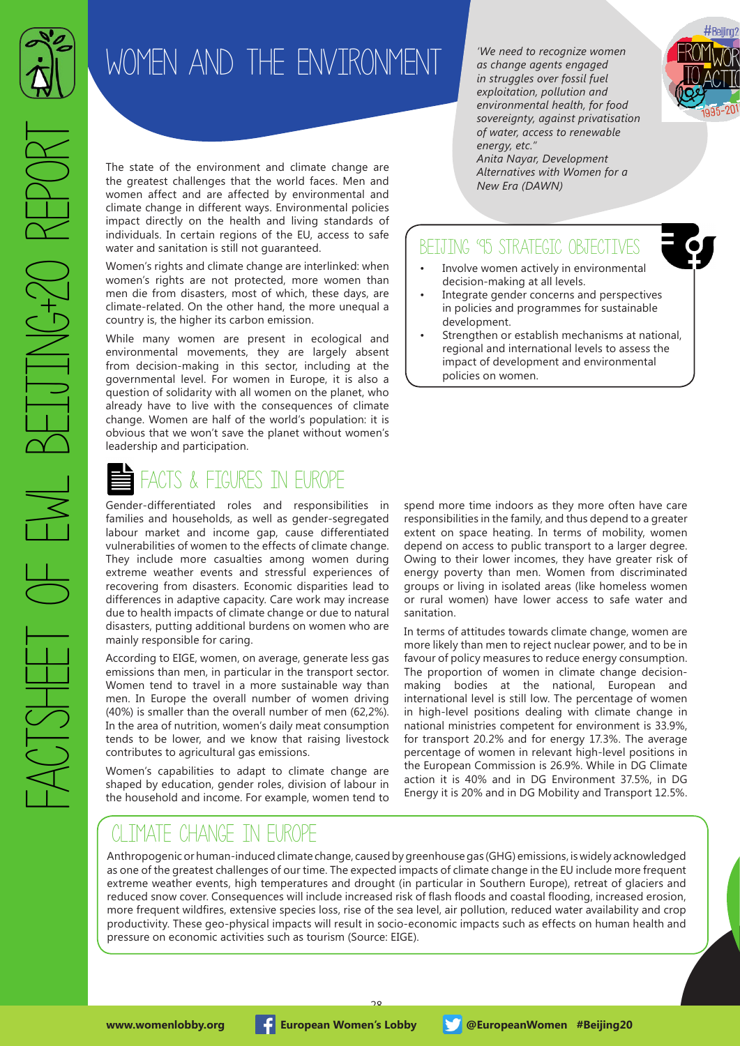# WOMEN AND THE ENVIRONMENT

*'We need to recognize women as change agents engaged in struggles over fossil fuel exploitation, pollution and environmental health, for food sovereignty, against privatisation of water, access to renewable energy, etc."*
*Anita Nayar, Development Alternatives with Women for a New Era (DAWN)*

The state of the environment and climate change are the greatest challenges that the world faces. Men and women affect and are affected by environmental and climate change in different ways. Environmental policies impact directly on the health and living standards of individuals. In certain regions of the EU, access to safe water and sanitation is still not guaranteed.

Women's rights and climate change are interlinked: when women's rights are not protected, more women than men die from disasters, most of which, these days, are climate-related. On the other hand, the more unequal a country is, the higher its carbon emission.

While many women are present in ecological and environmental movements, they are largely absent from decision-making in this sector, including at the governmental level. For women in Europe, it is also a question of solidarity with all women on the planet, who already have to live with the consequences of climate change. Women are half of the world's population: it is obvious that we won't save the planet without women's leadership and participation.

## BEIJING '95 STRATEGIC OBJECTIVES

- Involve women actively in environmental decision-making at all levels.
- Integrate gender concerns and perspectives in policies and programmes for sustainable development.
- Strengthen or establish mechanisms at national, regional and international levels to assess the impact of development and environmental policies on women.

## FACTS & FIGURES IN EUROPE

Gender-differentiated roles and responsibilities in families and households, as well as gender-segregated labour market and income gap, cause differentiated vulnerabilities of women to the effects of climate change. They include more casualties among women during extreme weather events and stressful experiences of recovering from disasters. Economic disparities lead to differences in adaptive capacity. Care work may increase due to health impacts of climate change or due to natural disasters, putting additional burdens on women who are mainly responsible for caring.

According to EIGE, women, on average, generate less gas emissions than men, in particular in the transport sector. Women tend to travel in a more sustainable way than men. In Europe the overall number of women driving (40%) is smaller than the overall number of men (62,2%). In the area of nutrition, women's daily meat consumption tends to be lower, and we know that raising livestock contributes to agricultural gas emissions.

Women's capabilities to adapt to climate change are shaped by education, gender roles, division of labour in the household and income. For example, women tend to spend more time indoors as they more often have care responsibilities in the family, and thus depend to a greater extent on space heating. In terms of mobility, women depend on access to public transport to a larger degree. Owing to their lower incomes, they have greater risk of energy poverty than men. Women from discriminated groups or living in isolated areas (like homeless women or rural women) have lower access to safe water and sanitation.

In terms of attitudes towards climate change, women are more likely than men to reject nuclear power, and to be in favour of policy measures to reduce energy consumption. The proportion of women in climate change decision-making bodies at the national, European and international level is still low. The percentage of women in high-level positions dealing with climate change in national ministries competent for environment is 33.9%, for transport 20.2% and for energy 17.3%. The average percentage of women in relevant high-level positions in the European Commission is 26.9%. While in DG Climate action it is 40% and in DG Environment 37.5%, in DG Energy it is 20% and in DG Mobility and Transport 12.5%.

## CLIMATE CHANGE IN EUROPE

Anthropogenic or human-induced climate change, caused by greenhouse gas (GHG) emissions, is widely acknowledged as one of the greatest challenges of our time. The expected impacts of climate change in the EU include more frequent extreme weather events, high temperatures and drought (in particular in Southern Europe), retreat of glaciers and reduced snow cover. Consequences will include increased risk of flash floods and coastal flooding, increased erosion, more frequent wildfires, extensive species loss, rise of the sea level, air pollution, reduced water availability and crop productivity. These geo-physical impacts will result in socio-economic impacts such as effects on human health and pressure on economic activities such as tourism (Source: EIGE).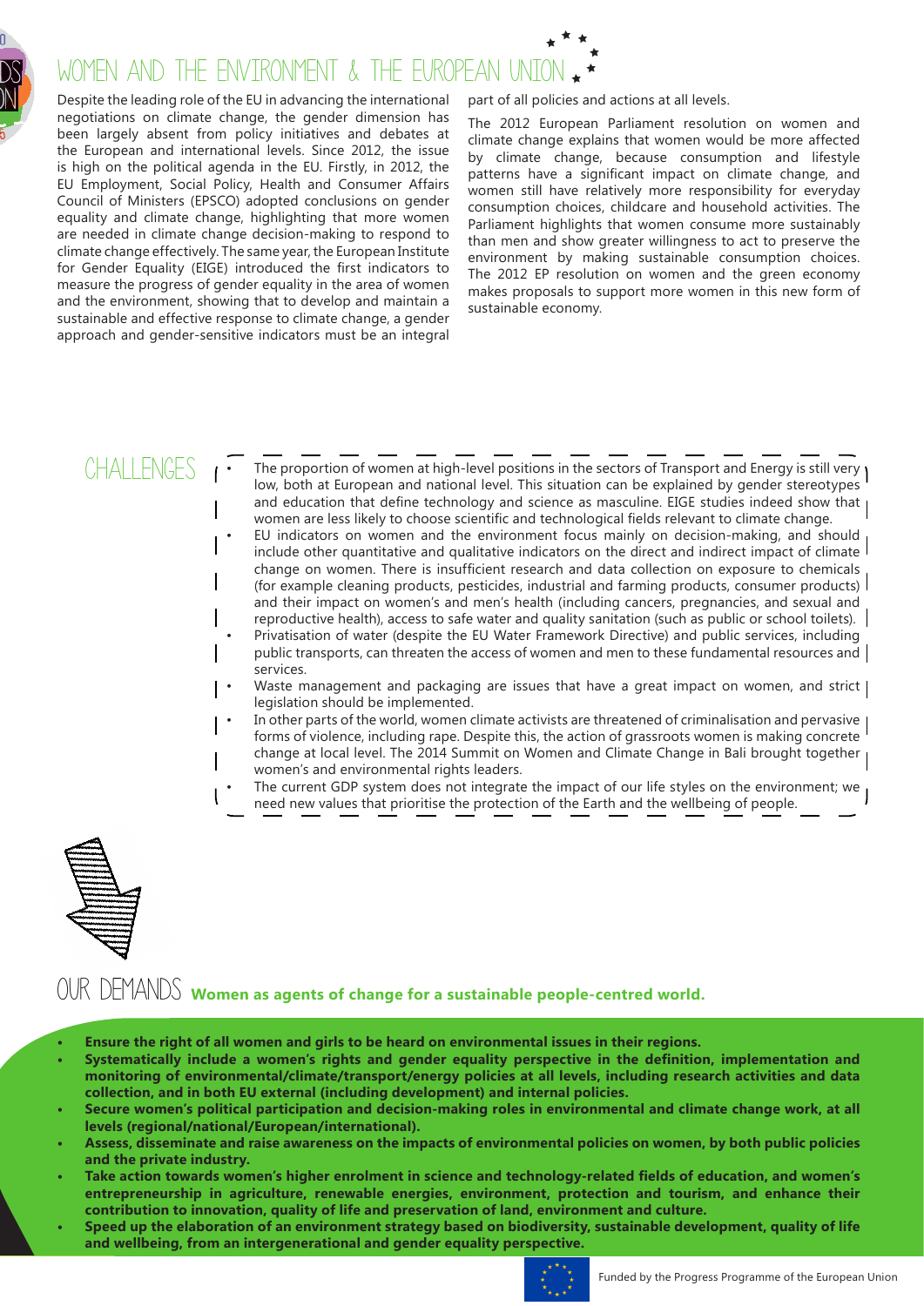# WOMEN AND THE ENVIRONMENT & THE EUROPEAN UNION

Despite the leading role of the EU in advancing the international negotiations on climate change, the gender dimension has been largely absent from policy initiatives and debates at the European and international levels. Since 2012, the issue is high on the political agenda in the EU. Firstly, in 2012, the EU Employment, Social Policy, Health and Consumer Affairs Council of Ministers (EPSCO) adopted conclusions on gender equality and climate change, highlighting that more women are needed in climate change decision-making to respond to climate change effectively. The same year, the European Institute for Gender Equality (EIGE) introduced the first indicators to measure the progress of gender equality in the area of women and the environment, showing that to develop and maintain a sustainable and effective response to climate change, a gender approach and gender-sensitive indicators must be an integral part of all policies and actions at all levels.

The 2012 European Parliament resolution on women and climate change explains that women would be more affected by climate change, because consumption and lifestyle patterns have a significant impact on climate change, and women still have relatively more responsibility for everyday consumption choices, childcare and household activities. The Parliament highlights that women consume more sustainably than men and show greater willingness to act to preserve the environment by making sustainable consumption choices. The 2012 EP resolution on women and the green economy makes proposals to support more women in this new form of sustainable economy.

## CHALLENGES

- The proportion of women at high-level positions in the sectors of Transport and Energy is still very low, both at European and national level. This situation can be explained by gender stereotypes and education that define technology and science as masculine. EIGE studies indeed show that women are less likely to choose scientific and technological fields relevant to climate change.
- EU indicators on women and the environment focus mainly on decision-making, and should include other quantitative and qualitative indicators on the direct and indirect impact of climate change on women. There is insufficient research and data collection on exposure to chemicals (for example cleaning products, pesticides, industrial and farming products, consumer products) and their impact on women's and men's health (including cancers, pregnancies, and sexual and reproductive health), access to safe water and quality sanitation (such as public or school toilets).
- Privatisation of water (despite the EU Water Framework Directive) and public services, including public transports, can threaten the access of women and men to these fundamental resources and services.
- Waste management and packaging are issues that have a great impact on women, and strict legislation should be implemented.
- In other parts of the world, women climate activists are threatened of criminalisation and pervasive forms of violence, including rape. Despite this, the action of grassroots women is making concrete change at local level. The 2014 Summit on Women and Climate Change in Bali brought together women's and environmental rights leaders.
- The current GDP system does not integrate the impact of our life styles on the environment; we need new values that prioritise the protection of the Earth and the wellbeing of people.

## OUR DEMANDS **Women as agents of change for a sustainable people-centred world.**

- **Ensure the right of all women and girls to be heard on environmental issues in their regions.**
- **Systematically include a women's rights and gender equality perspective in the definition, implementation and monitoring of environmental/climate/transport/energy policies at all levels, including research activities and data collection, and in both EU external (including development) and internal policies.**
- **Secure women's political participation and decision-making roles in environmental and climate change work, at all levels (regional/national/European/international).**
- **Assess, disseminate and raise awareness on the impacts of environmental policies on women, by both public policies and the private industry.**
- **Take action towards women's higher enrolment in science and technology-related fields of education, and women's entrepreneurship in agriculture, renewable energies, environment, protection and tourism, and enhance their contribution to innovation, quality of life and preservation of land, environment and culture.**
- **Speed up the elaboration of an environment strategy based on biodiversity, sustainable development, quality of life and wellbeing, from an intergenerational and gender equality perspective.**

Funded by the Progress Programme of the European Union